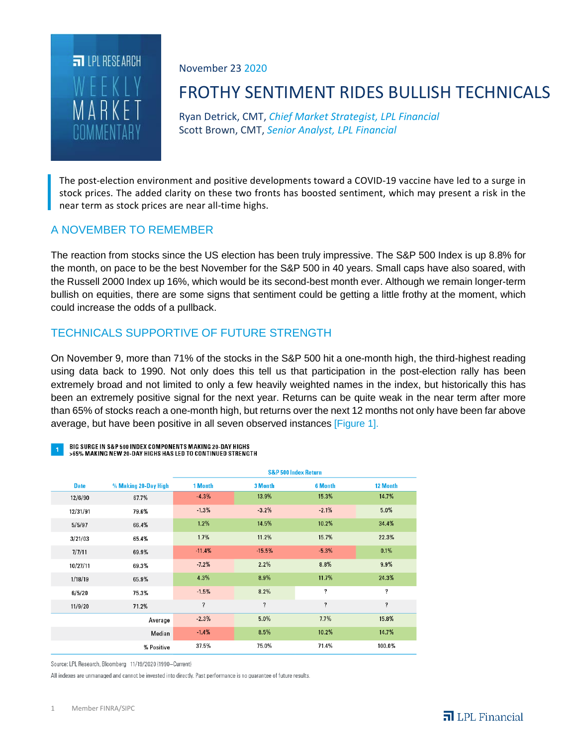LPL RESEARCH WEEKLY MARKET COMMENTARY

November 23 2020

# FROTHY SENTIMENT RIDES BULLISH TECHNICALS

Ryan Detrick, CMT, *Chief Market Strategist, LPL Financial*
Scott Brown, CMT, *Senior Analyst, LPL Financial*

> The post-election environment and positive developments toward a COVID-19 vaccine have led to a surge in stock prices. The added clarity on these two fronts has boosted sentiment, which may present a risk in the near term as stock prices are near all-time highs.

## A NOVEMBER TO REMEMBER

The reaction from stocks since the US election has been truly impressive. The S&P 500 Index is up 8.8% for the month, on pace to be the best November for the S&P 500 in 40 years. Small caps have also soared, with the Russell 2000 Index up 16%, which would be its second-best month ever. Although we remain longer-term bullish on equities, there are some signs that sentiment could be getting a little frothy at the moment, which could increase the odds of a pullback.

## TECHNICALS SUPPORTIVE OF FUTURE STRENGTH

On November 9, more than 71% of the stocks in the S&P 500 hit a one-month high, the third-highest reading using data back to 1990. Not only does this tell us that participation in the post-election rally has been extremely broad and not limited to only a few heavily weighted names in the index, but historically this has been an extremely positive signal for the next year. Returns can be quite weak in the near term after more than 65% of stocks reach a one-month high, but returns over the next 12 months not only have been far above average, but have been positive in all seven observed instances [Figure 1].

**1 BIG SURGE IN S&P 500 INDEX COMPONENTS MAKING 20-DAY HIGHS**
**>65% MAKING NEW 20-DAY HIGHS HAS LED TO CONTINUED STRENGTH**

| | | S&P 500 Index Return | | | |
|---|---|---|---|---|---|
| Date | % Making 20-Day High | 1 Month | 3 Month | 6 Month | 12 Month |
| 12/6/90 | 67.7% | -4.3% | 13.9% | 15.3% | 14.7% |
| 12/31/91 | 79.6% | -1.3% | -3.2% | -2.1% | 5.0% |
| 5/5/97 | 66.4% | 1.2% | 14.5% | 10.2% | 34.4% |
| 3/21/03 | 65.4% | 1.7% | 11.2% | 15.7% | 22.3% |
| 7/7/11 | 69.9% | -11.4% | -15.5% | -5.3% | 0.1% |
| 10/27/11 | 69.3% | -7.2% | 2.2% | 8.8% | 9.9% |
| 1/18/19 | 65.9% | 4.3% | 8.9% | 11.7% | 24.3% |
| 6/5/20 | 75.3% | -1.5% | 8.2% | ? | ? |
| 11/9/20 | 71.2% | ? | ? | ? | ? |
| | Average | -2.3% | 5.0% | 7.7% | 15.8% |
| | Median | -1.4% | 8.5% | 10.2% | 14.7% |
| | % Positive | 37.5% | 75.0% | 71.4% | 100.0% |

Source: LPL Research, Bloomberg 11/19/2020 (1990–Current)

All indexes are unmanaged and cannot be invested into directly. Past performance is no guarantee of future results.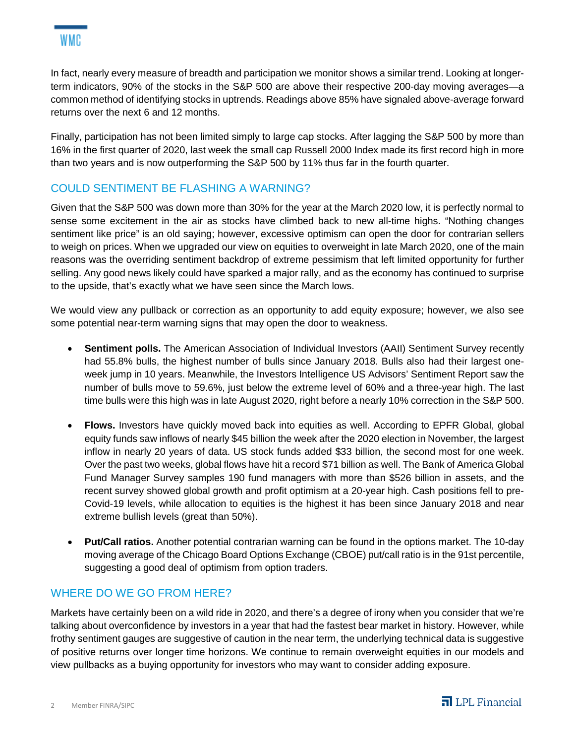In fact, nearly every measure of breadth and participation we monitor shows a similar trend. Looking at longer-term indicators, 90% of the stocks in the S&P 500 are above their respective 200-day moving averages—a common method of identifying stocks in uptrends. Readings above 85% have signaled above-average forward returns over the next 6 and 12 months.

Finally, participation has not been limited simply to large cap stocks. After lagging the S&P 500 by more than 16% in the first quarter of 2020, last week the small cap Russell 2000 Index made its first record high in more than two years and is now outperforming the S&P 500 by 11% thus far in the fourth quarter.

## COULD SENTIMENT BE FLASHING A WARNING?

Given that the S&P 500 was down more than 30% for the year at the March 2020 low, it is perfectly normal to sense some excitement in the air as stocks have climbed back to new all-time highs. "Nothing changes sentiment like price" is an old saying; however, excessive optimism can open the door for contrarian sellers to weigh on prices. When we upgraded our view on equities to overweight in late March 2020, one of the main reasons was the overriding sentiment backdrop of extreme pessimism that left limited opportunity for further selling. Any good news likely could have sparked a major rally, and as the economy has continued to surprise to the upside, that's exactly what we have seen since the March lows.

We would view any pullback or correction as an opportunity to add equity exposure; however, we also see some potential near-term warning signs that may open the door to weakness.

- **Sentiment polls.** The American Association of Individual Investors (AAII) Sentiment Survey recently had 55.8% bulls, the highest number of bulls since January 2018. Bulls also had their largest one-week jump in 10 years. Meanwhile, the Investors Intelligence US Advisors' Sentiment Report saw the number of bulls move to 59.6%, just below the extreme level of 60% and a three-year high. The last time bulls were this high was in late August 2020, right before a nearly 10% correction in the S&P 500.
- **Flows.** Investors have quickly moved back into equities as well. According to EPFR Global, global equity funds saw inflows of nearly $45 billion the week after the 2020 election in November, the largest inflow in nearly 20 years of data. US stock funds added $33 billion, the second most for one week. Over the past two weeks, global flows have hit a record $71 billion as well. The Bank of America Global Fund Manager Survey samples 190 fund managers with more than $526 billion in assets, and the recent survey showed global growth and profit optimism at a 20-year high. Cash positions fell to pre-Covid-19 levels, while allocation to equities is the highest it has been since January 2018 and near extreme bullish levels (great than 50%).
- **Put/Call ratios.** Another potential contrarian warning can be found in the options market. The 10-day moving average of the Chicago Board Options Exchange (CBOE) put/call ratio is in the 91st percentile, suggesting a good deal of optimism from option traders.

## WHERE DO WE GO FROM HERE?

Markets have certainly been on a wild ride in 2020, and there's a degree of irony when you consider that we're talking about overconfidence by investors in a year that had the fastest bear market in history. However, while frothy sentiment gauges are suggestive of caution in the near term, the underlying technical data is suggestive of positive returns over longer time horizons. We continue to remain overweight equities in our models and view pullbacks as a buying opportunity for investors who may want to consider adding exposure.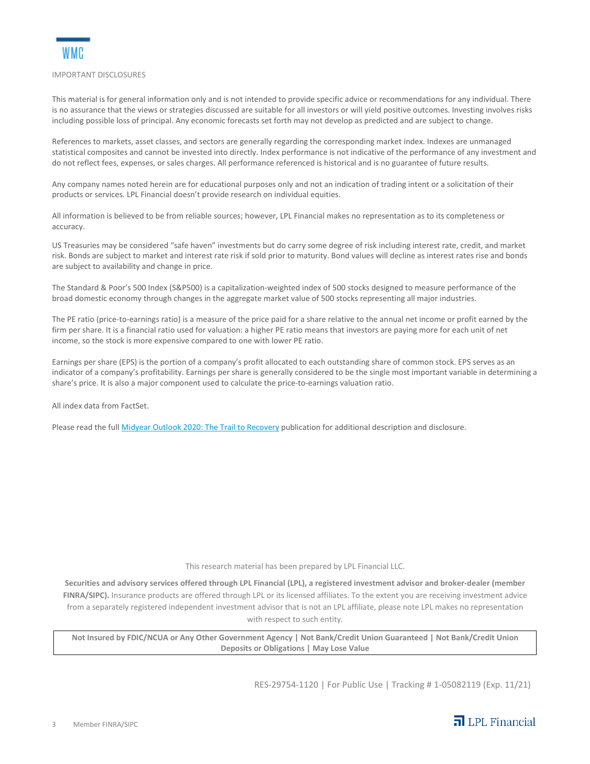IMPORTANT DISCLOSURES

This material is for general information only and is not intended to provide specific advice or recommendations for any individual. There is no assurance that the views or strategies discussed are suitable for all investors or will yield positive outcomes. Investing involves risks including possible loss of principal. Any economic forecasts set forth may not develop as predicted and are subject to change.

References to markets, asset classes, and sectors are generally regarding the corresponding market index. Indexes are unmanaged statistical composites and cannot be invested into directly. Index performance is not indicative of the performance of any investment and do not reflect fees, expenses, or sales charges. All performance referenced is historical and is no guarantee of future results.

Any company names noted herein are for educational purposes only and not an indication of trading intent or a solicitation of their products or services. LPL Financial doesn't provide research on individual equities.

All information is believed to be from reliable sources; however, LPL Financial makes no representation as to its completeness or accuracy.

US Treasuries may be considered "safe haven" investments but do carry some degree of risk including interest rate, credit, and market risk. Bonds are subject to market and interest rate risk if sold prior to maturity. Bond values will decline as interest rates rise and bonds are subject to availability and change in price.

The Standard & Poor's 500 Index (S&P500) is a capitalization-weighted index of 500 stocks designed to measure performance of the broad domestic economy through changes in the aggregate market value of 500 stocks representing all major industries.

The PE ratio (price-to-earnings ratio) is a measure of the price paid for a share relative to the annual net income or profit earned by the firm per share. It is a financial ratio used for valuation: a higher PE ratio means that investors are paying more for each unit of net income, so the stock is more expensive compared to one with lower PE ratio.

Earnings per share (EPS) is the portion of a company's profit allocated to each outstanding share of common stock. EPS serves as an indicator of a company's profitability. Earnings per share is generally considered to be the single most important variable in determining a share's price. It is also a major component used to calculate the price-to-earnings valuation ratio.

All index data from FactSet.

Please read the full [Midyear Outlook 2020: The Trail to Recovery]() publication for additional description and disclosure.

This research material has been prepared by LPL Financial LLC.

**Securities and advisory services offered through LPL Financial (LPL), a registered investment advisor and broker-dealer (member FINRA/SIPC).** Insurance products are offered through LPL or its licensed affiliates. To the extent you are receiving investment advice from a separately registered independent investment advisor that is not an LPL affiliate, please note LPL makes no representation with respect to such entity.

**Not Insured by FDIC/NCUA or Any Other Government Agency | Not Bank/Credit Union Guaranteed | Not Bank/Credit Union Deposits or Obligations | May Lose Value**

RES-29754-1120 | For Public Use | Tracking # 1-05082119 (Exp. 11/21)